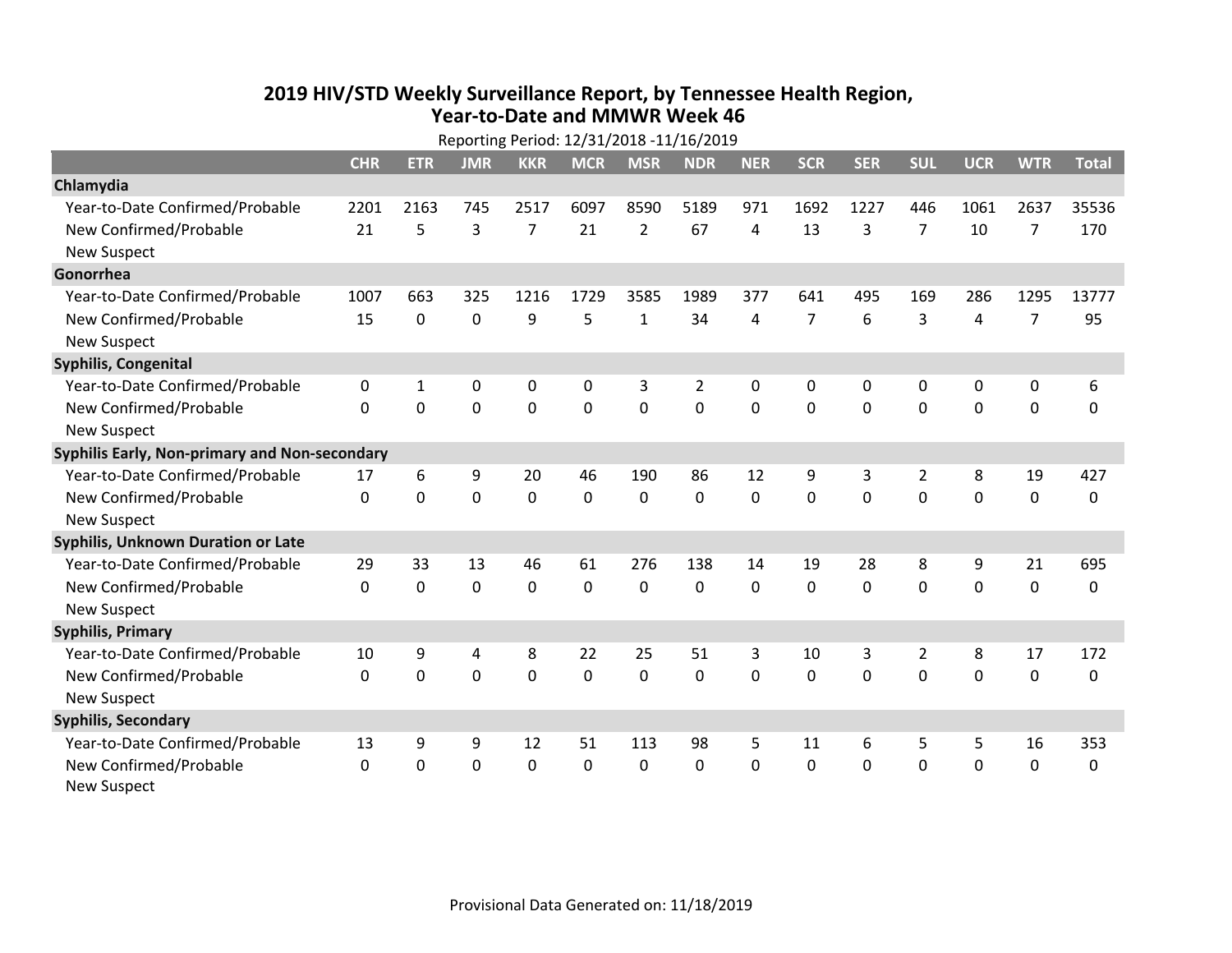# 2019 HIV/STD Weekly Surveillance Report, by Tennessee Health Region, Year-to-Date and MMWR Week 46

Reporting Period: 12/31/2018 -11/16/2019

| | CHR | ETR | JMR | KKR | MCR | MSR | NDR | NER | SCR | SER | SUL | UCR | WTR | Total |
|---|---|---|---|---|---|---|---|---|---|---|---|---|---|---|
| **Chlamydia** | | | | | | | | | | | | | | |
| Year-to-Date Confirmed/Probable | 2201 | 2163 | 745 | 2517 | 6097 | 8590 | 5189 | 971 | 1692 | 1227 | 446 | 1061 | 2637 | 35536 |
| New Confirmed/Probable | 21 | 5 | 3 | 7 | 21 | 2 | 67 | 4 | 13 | 3 | 7 | 10 | 7 | 170 |
| New Suspect | | | | | | | | | | | | | | |
| **Gonorrhea** | | | | | | | | | | | | | | |
| Year-to-Date Confirmed/Probable | 1007 | 663 | 325 | 1216 | 1729 | 3585 | 1989 | 377 | 641 | 495 | 169 | 286 | 1295 | 13777 |
| New Confirmed/Probable | 15 | 0 | 0 | 9 | 5 | 1 | 34 | 4 | 7 | 6 | 3 | 4 | 7 | 95 |
| New Suspect | | | | | | | | | | | | | | |
| **Syphilis, Congenital** | | | | | | | | | | | | | | |
| Year-to-Date Confirmed/Probable | 0 | 1 | 0 | 0 | 0 | 3 | 2 | 0 | 0 | 0 | 0 | 0 | 0 | 6 |
| New Confirmed/Probable | 0 | 0 | 0 | 0 | 0 | 0 | 0 | 0 | 0 | 0 | 0 | 0 | 0 | 0 |
| New Suspect | | | | | | | | | | | | | | |
| **Syphilis Early, Non-primary and Non-secondary** | | | | | | | | | | | | | | |
| Year-to-Date Confirmed/Probable | 17 | 6 | 9 | 20 | 46 | 190 | 86 | 12 | 9 | 3 | 2 | 8 | 19 | 427 |
| New Confirmed/Probable | 0 | 0 | 0 | 0 | 0 | 0 | 0 | 0 | 0 | 0 | 0 | 0 | 0 | 0 |
| New Suspect | | | | | | | | | | | | | | |
| **Syphilis, Unknown Duration or Late** | | | | | | | | | | | | | | |
| Year-to-Date Confirmed/Probable | 29 | 33 | 13 | 46 | 61 | 276 | 138 | 14 | 19 | 28 | 8 | 9 | 21 | 695 |
| New Confirmed/Probable | 0 | 0 | 0 | 0 | 0 | 0 | 0 | 0 | 0 | 0 | 0 | 0 | 0 | 0 |
| New Suspect | | | | | | | | | | | | | | |
| **Syphilis, Primary** | | | | | | | | | | | | | | |
| Year-to-Date Confirmed/Probable | 10 | 9 | 4 | 8 | 22 | 25 | 51 | 3 | 10 | 3 | 2 | 8 | 17 | 172 |
| New Confirmed/Probable | 0 | 0 | 0 | 0 | 0 | 0 | 0 | 0 | 0 | 0 | 0 | 0 | 0 | 0 |
| New Suspect | | | | | | | | | | | | | | |
| **Syphilis, Secondary** | | | | | | | | | | | | | | |
| Year-to-Date Confirmed/Probable | 13 | 9 | 9 | 12 | 51 | 113 | 98 | 5 | 11 | 6 | 5 | 5 | 16 | 353 |
| New Confirmed/Probable | 0 | 0 | 0 | 0 | 0 | 0 | 0 | 0 | 0 | 0 | 0 | 0 | 0 | 0 |
| New Suspect | | | | | | | | | | | | | | |

Provisional Data Generated on: 11/18/2019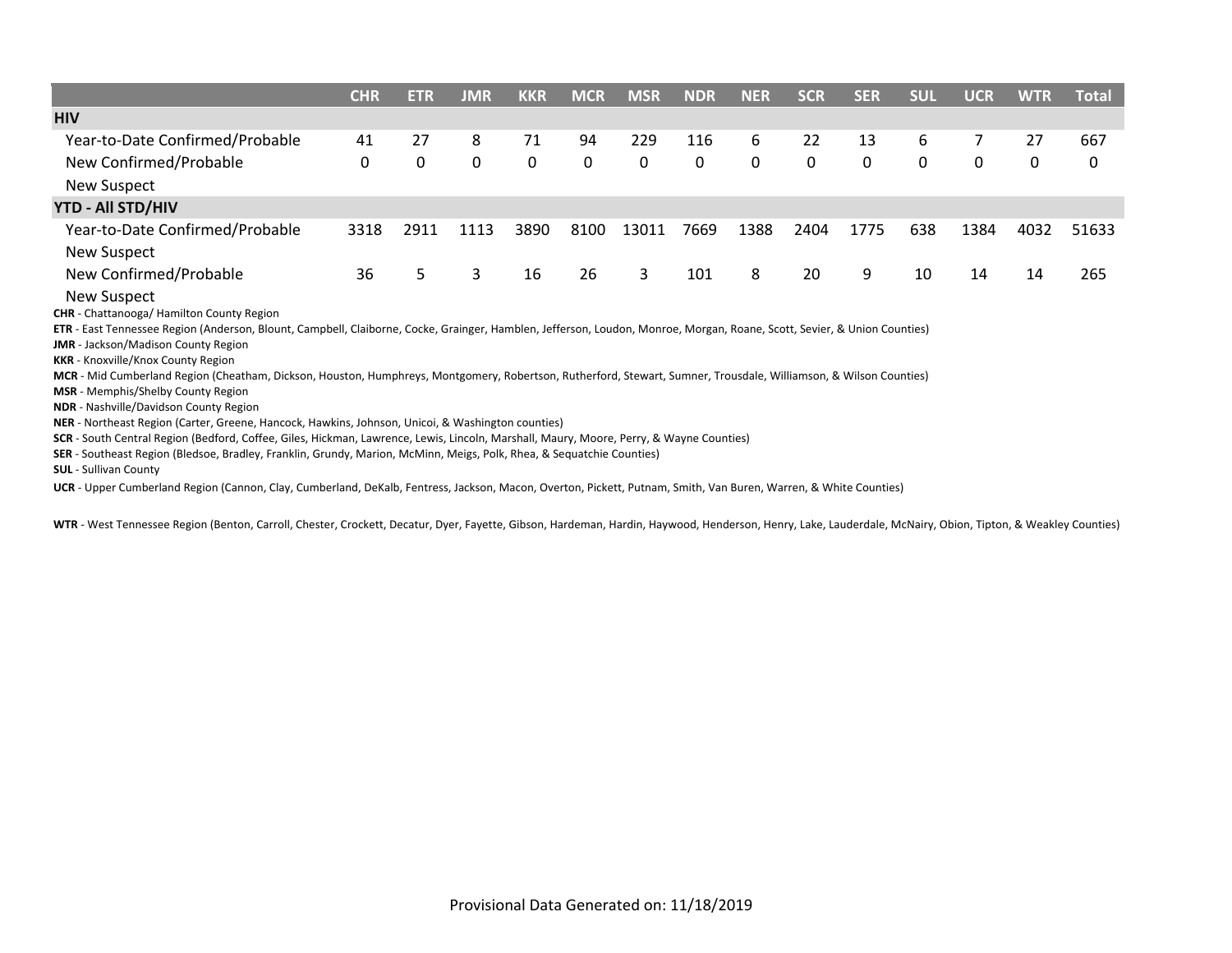| | CHR | ETR | JMR | KKR | MCR | MSR | NDR | NER | SCR | SER | SUL | UCR | WTR | Total |
|---|---|---|---|---|---|---|---|---|---|---|---|---|---|---|
| **HIV** | | | | | | | | | | | | | | |
| Year-to-Date Confirmed/Probable | 41 | 27 | 8 | 71 | 94 | 229 | 116 | 6 | 22 | 13 | 6 | 7 | 27 | 667 |
| New Confirmed/Probable | 0 | 0 | 0 | 0 | 0 | 0 | 0 | 0 | 0 | 0 | 0 | 0 | 0 | 0 |
| New Suspect | | | | | | | | | | | | | | |
| **YTD - All STD/HIV** | | | | | | | | | | | | | | |
| Year-to-Date Confirmed/Probable | 3318 | 2911 | 1113 | 3890 | 8100 | 13011 | 7669 | 1388 | 2404 | 1775 | 638 | 1384 | 4032 | 51633 |
| New Suspect | | | | | | | | | | | | | | |
| New Confirmed/Probable | 36 | 5 | 3 | 16 | 26 | 3 | 101 | 8 | 20 | 9 | 10 | 14 | 14 | 265 |
| New Suspect | | | | | | | | | | | | | | |

**CHR** - Chattanooga/ Hamilton County Region

**ETR** - East Tennessee Region (Anderson, Blount, Campbell, Claiborne, Cocke, Grainger, Hamblen, Jefferson, Loudon, Monroe, Morgan, Roane, Scott, Sevier, & Union Counties)

**JMR** - Jackson/Madison County Region

**KKR** - Knoxville/Knox County Region

**MCR** - Mid Cumberland Region (Cheatham, Dickson, Houston, Humphreys, Montgomery, Robertson, Rutherford, Stewart, Sumner, Trousdale, Williamson, & Wilson Counties)

**MSR** - Memphis/Shelby County Region

**NDR** - Nashville/Davidson County Region

**NER** - Northeast Region (Carter, Greene, Hancock, Hawkins, Johnson, Unicoi, & Washington counties)

**SCR** - South Central Region (Bedford, Coffee, Giles, Hickman, Lawrence, Lewis, Lincoln, Marshall, Maury, Moore, Perry, & Wayne Counties)

**SER** - Southeast Region (Bledsoe, Bradley, Franklin, Grundy, Marion, McMinn, Meigs, Polk, Rhea, & Sequatchie Counties)

**SUL** - Sullivan County

**UCR** - Upper Cumberland Region (Cannon, Clay, Cumberland, DeKalb, Fentress, Jackson, Macon, Overton, Pickett, Putnam, Smith, Van Buren, Warren, & White Counties)

**WTR** - West Tennessee Region (Benton, Carroll, Chester, Crockett, Decatur, Dyer, Fayette, Gibson, Hardeman, Hardin, Haywood, Henderson, Henry, Lake, Lauderdale, McNairy, Obion, Tipton, & Weakley Counties)

Provisional Data Generated on: 11/18/2019